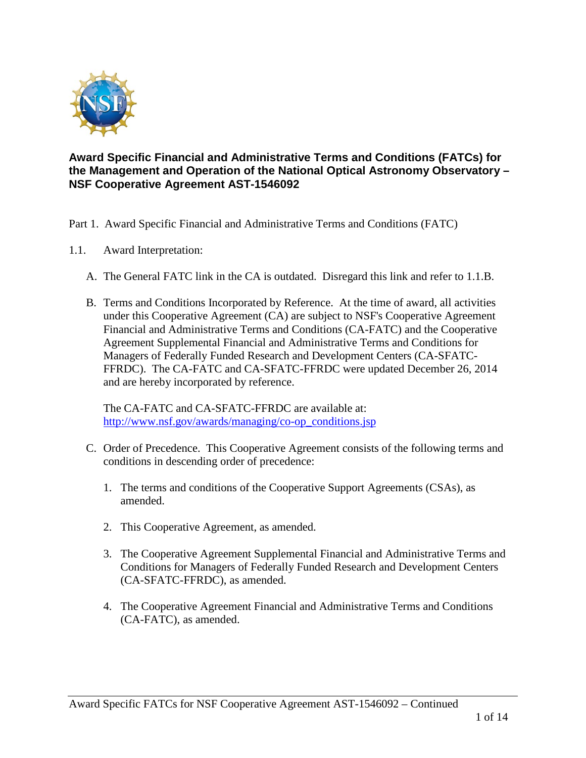# Award Specific Financial and Administrative Terms and Conditions (FATCs) for the Management and Operation of the National Optical Astronomy Observatory – NSF Cooperative Agreement AST-1546092

Part 1. Award Specific Financial and Administrative Terms and Conditions (FATC)

1.1. Award Interpretation:

A. The General FATC link in the CA is outdated. Disregard this link and refer to 1.1.B.

B. Terms and Conditions Incorporated by Reference. At the time of award, all activities under this Cooperative Agreement (CA) are subject to NSF's Cooperative Agreement Financial and Administrative Terms and Conditions (CA-FATC) and the Cooperative Agreement Supplemental Financial and Administrative Terms and Conditions for Managers of Federally Funded Research and Development Centers (CA-SFATC-FFRDC). The CA-FATC and CA-SFATC-FFRDC were updated December 26, 2014 and are hereby incorporated by reference.

The CA-FATC and CA-SFATC-FFRDC are available at: http://www.nsf.gov/awards/managing/co-op_conditions.jsp

C. Order of Precedence. This Cooperative Agreement consists of the following terms and conditions in descending order of precedence:

1. The terms and conditions of the Cooperative Support Agreements (CSAs), as amended.

2. This Cooperative Agreement, as amended.

3. The Cooperative Agreement Supplemental Financial and Administrative Terms and Conditions for Managers of Federally Funded Research and Development Centers (CA-SFATC-FFRDC), as amended.

4. The Cooperative Agreement Financial and Administrative Terms and Conditions (CA-FATC), as amended.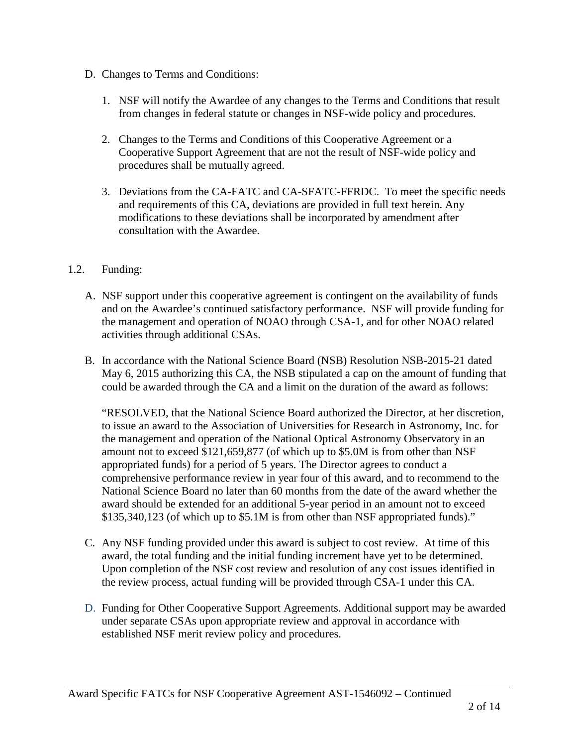D. Changes to Terms and Conditions:

1. NSF will notify the Awardee of any changes to the Terms and Conditions that result from changes in federal statute or changes in NSF-wide policy and procedures.

2. Changes to the Terms and Conditions of this Cooperative Agreement or a Cooperative Support Agreement that are not the result of NSF-wide policy and procedures shall be mutually agreed.

3. Deviations from the CA-FATC and CA-SFATC-FFRDC. To meet the specific needs and requirements of this CA, deviations are provided in full text herein. Any modifications to these deviations shall be incorporated by amendment after consultation with the Awardee.

1.2. Funding:

A. NSF support under this cooperative agreement is contingent on the availability of funds and on the Awardee's continued satisfactory performance. NSF will provide funding for the management and operation of NOAO through CSA-1, and for other NOAO related activities through additional CSAs.

B. In accordance with the National Science Board (NSB) Resolution NSB-2015-21 dated May 6, 2015 authorizing this CA, the NSB stipulated a cap on the amount of funding that could be awarded through the CA and a limit on the duration of the award as follows:

   "RESOLVED, that the National Science Board authorized the Director, at her discretion, to issue an award to the Association of Universities for Research in Astronomy, Inc. for the management and operation of the National Optical Astronomy Observatory in an amount not to exceed $121,659,877 (of which up to $5.0M is from other than NSF appropriated funds) for a period of 5 years. The Director agrees to conduct a comprehensive performance review in year four of this award, and to recommend to the National Science Board no later than 60 months from the date of the award whether the award should be extended for an additional 5-year period in an amount not to exceed $135,340,123 (of which up to $5.1M is from other than NSF appropriated funds)."

C. Any NSF funding provided under this award is subject to cost review. At time of this award, the total funding and the initial funding increment have yet to be determined. Upon completion of the NSF cost review and resolution of any cost issues identified in the review process, actual funding will be provided through CSA-1 under this CA.

D. Funding for Other Cooperative Support Agreements. Additional support may be awarded under separate CSAs upon appropriate review and approval in accordance with established NSF merit review policy and procedures.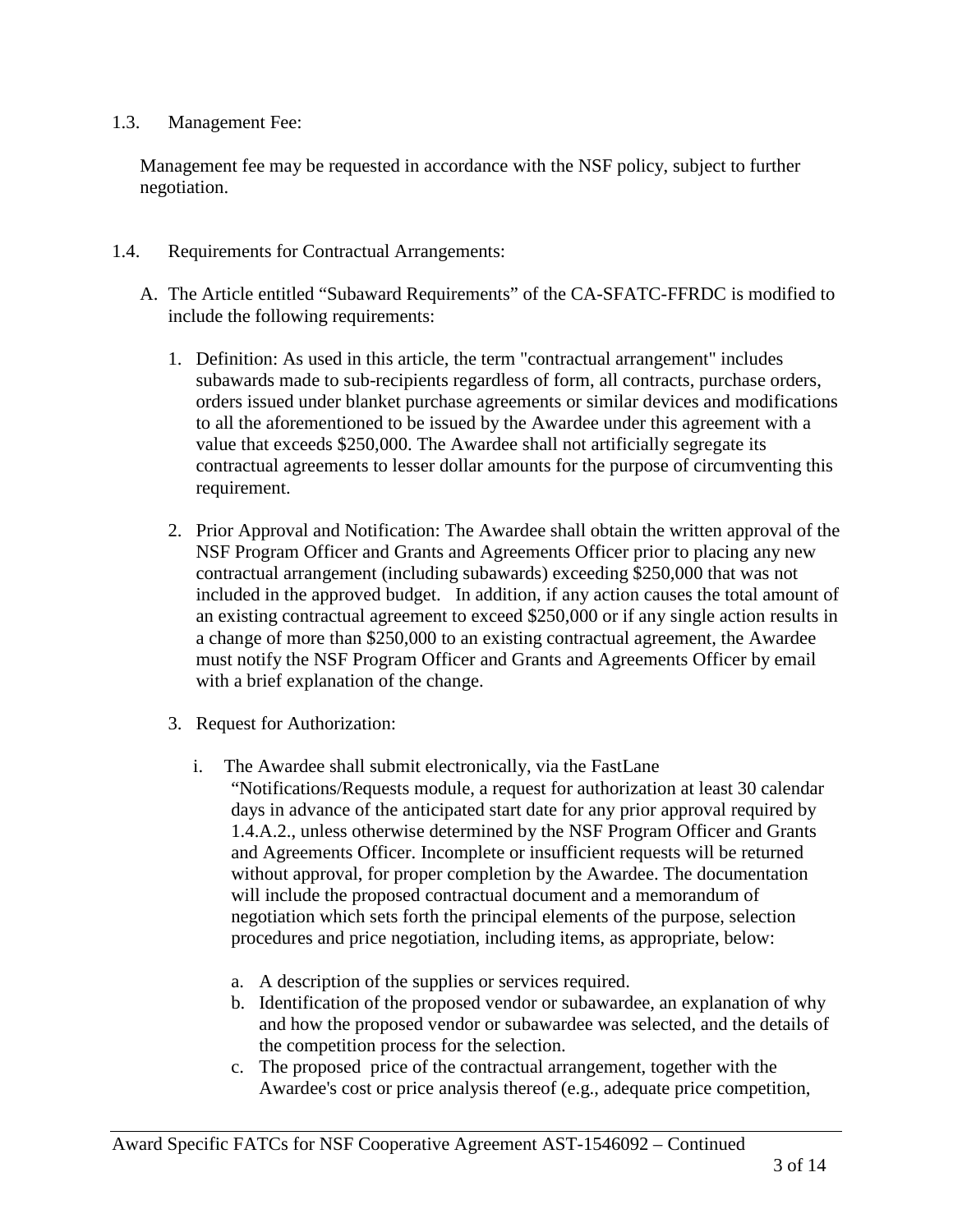1.3. Management Fee:

Management fee may be requested in accordance with the NSF policy, subject to further negotiation.

1.4. Requirements for Contractual Arrangements:

A. The Article entitled "Subaward Requirements" of the CA-SFATC-FFRDC is modified to include the following requirements:

1. Definition: As used in this article, the term "contractual arrangement" includes subawards made to sub-recipients regardless of form, all contracts, purchase orders, orders issued under blanket purchase agreements or similar devices and modifications to all the aforementioned to be issued by the Awardee under this agreement with a value that exceeds $250,000. The Awardee shall not artificially segregate its contractual agreements to lesser dollar amounts for the purpose of circumventing this requirement.

2. Prior Approval and Notification: The Awardee shall obtain the written approval of the NSF Program Officer and Grants and Agreements Officer prior to placing any new contractual arrangement (including subawards) exceeding $250,000 that was not included in the approved budget. In addition, if any action causes the total amount of an existing contractual agreement to exceed $250,000 or if any single action results in a change of more than $250,000 to an existing contractual agreement, the Awardee must notify the NSF Program Officer and Grants and Agreements Officer by email with a brief explanation of the change.

3. Request for Authorization:

   i. The Awardee shall submit electronically, via the FastLane "Notifications/Requests module, a request for authorization at least 30 calendar days in advance of the anticipated start date for any prior approval required by 1.4.A.2., unless otherwise determined by the NSF Program Officer and Grants and Agreements Officer. Incomplete or insufficient requests will be returned without approval, for proper completion by the Awardee. The documentation will include the proposed contractual document and a memorandum of negotiation which sets forth the principal elements of the purpose, selection procedures and price negotiation, including items, as appropriate, below:

      a. A description of the supplies or services required.
      b. Identification of the proposed vendor or subawardee, an explanation of why and how the proposed vendor or subawardee was selected, and the details of the competition process for the selection.
      c. The proposed price of the contractual arrangement, together with the Awardee's cost or price analysis thereof (e.g., adequate price competition,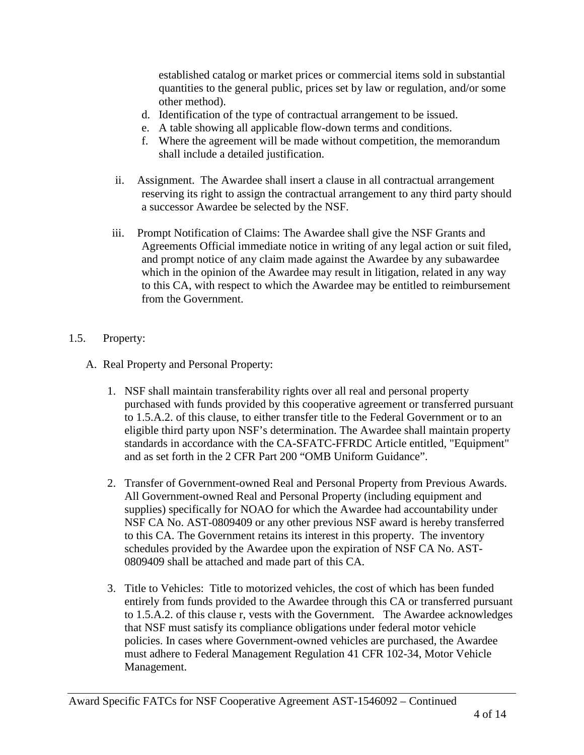established catalog or market prices or commercial items sold in substantial quantities to the general public, prices set by law or regulation, and/or some other method).

d. Identification of the type of contractual arrangement to be issued.
e. A table showing all applicable flow-down terms and conditions.
f. Where the agreement will be made without competition, the memorandum shall include a detailed justification.

ii. Assignment. The Awardee shall insert a clause in all contractual arrangement reserving its right to assign the contractual arrangement to any third party should a successor Awardee be selected by the NSF.

iii. Prompt Notification of Claims: The Awardee shall give the NSF Grants and Agreements Official immediate notice in writing of any legal action or suit filed, and prompt notice of any claim made against the Awardee by any subawardee which in the opinion of the Awardee may result in litigation, related in any way to this CA, with respect to which the Awardee may be entitled to reimbursement from the Government.

1.5. Property:

A. Real Property and Personal Property:

1. NSF shall maintain transferability rights over all real and personal property purchased with funds provided by this cooperative agreement or transferred pursuant to 1.5.A.2. of this clause, to either transfer title to the Federal Government or to an eligible third party upon NSF's determination. The Awardee shall maintain property standards in accordance with the CA-SFATC-FFRDC Article entitled, "Equipment" and as set forth in the 2 CFR Part 200 "OMB Uniform Guidance".

2. Transfer of Government-owned Real and Personal Property from Previous Awards. All Government-owned Real and Personal Property (including equipment and supplies) specifically for NOAO for which the Awardee had accountability under NSF CA No. AST-0809409 or any other previous NSF award is hereby transferred to this CA. The Government retains its interest in this property. The inventory schedules provided by the Awardee upon the expiration of NSF CA No. AST-0809409 shall be attached and made part of this CA.

3. Title to Vehicles: Title to motorized vehicles, the cost of which has been funded entirely from funds provided to the Awardee through this CA or transferred pursuant to 1.5.A.2. of this clause r, vests with the Government. The Awardee acknowledges that NSF must satisfy its compliance obligations under federal motor vehicle policies. In cases where Government-owned vehicles are purchased, the Awardee must adhere to Federal Management Regulation 41 CFR 102-34, Motor Vehicle Management.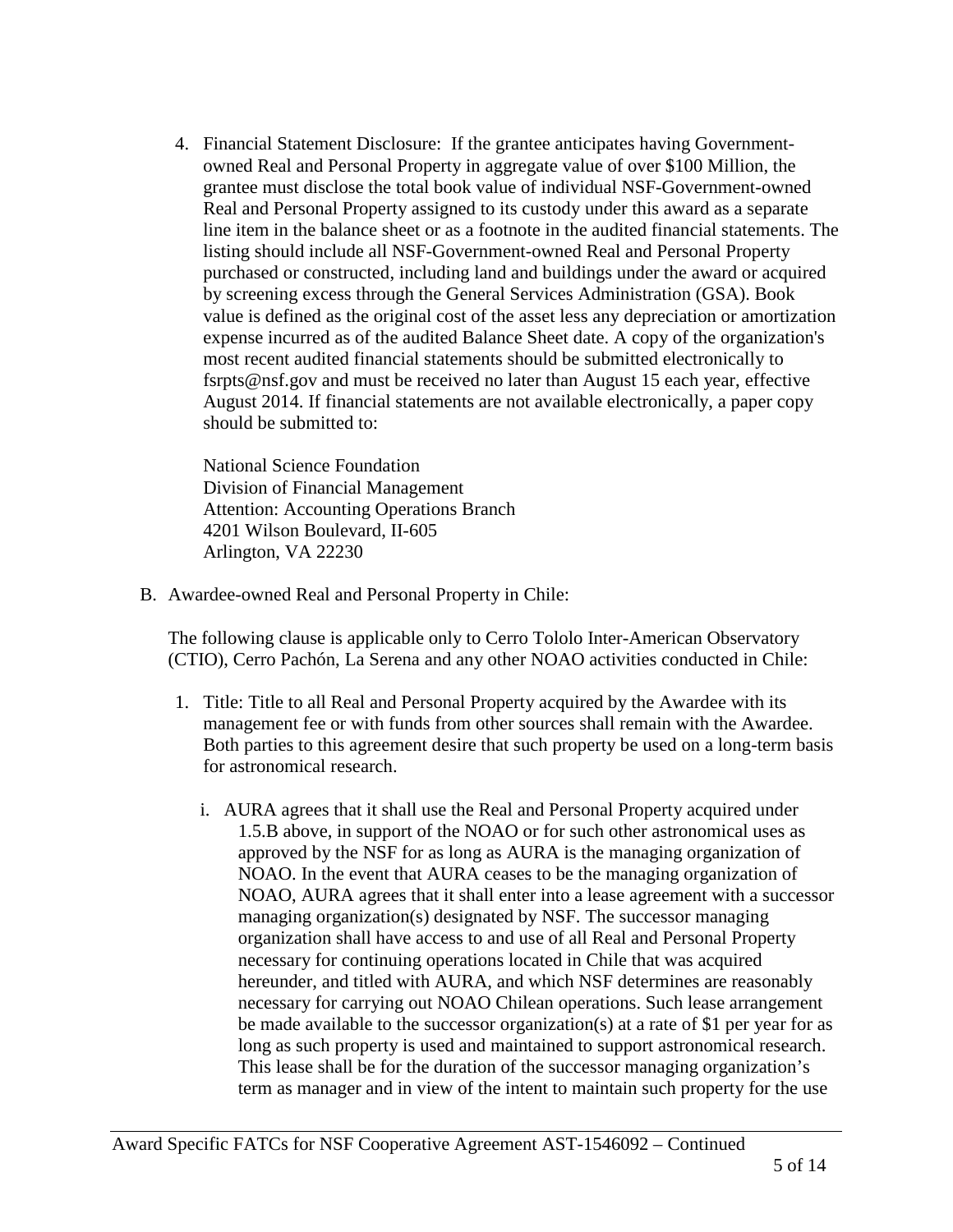4. Financial Statement Disclosure: If the grantee anticipates having Government-owned Real and Personal Property in aggregate value of over $100 Million, the grantee must disclose the total book value of individual NSF-Government-owned Real and Personal Property assigned to its custody under this award as a separate line item in the balance sheet or as a footnote in the audited financial statements. The listing should include all NSF-Government-owned Real and Personal Property purchased or constructed, including land and buildings under the award or acquired by screening excess through the General Services Administration (GSA). Book value is defined as the original cost of the asset less any depreciation or amortization expense incurred as of the audited Balance Sheet date. A copy of the organization's most recent audited financial statements should be submitted electronically to fsrpts@nsf.gov and must be received no later than August 15 each year, effective August 2014. If financial statements are not available electronically, a paper copy should be submitted to:

   National Science Foundation
   Division of Financial Management
   Attention: Accounting Operations Branch
   4201 Wilson Boulevard, II-605
   Arlington, VA 22230

B. Awardee-owned Real and Personal Property in Chile:

   The following clause is applicable only to Cerro Tololo Inter-American Observatory (CTIO), Cerro Pachón, La Serena and any other NOAO activities conducted in Chile:

   1. Title: Title to all Real and Personal Property acquired by the Awardee with its management fee or with funds from other sources shall remain with the Awardee. Both parties to this agreement desire that such property be used on a long-term basis for astronomical research.

      i. AURA agrees that it shall use the Real and Personal Property acquired under 1.5.B above, in support of the NOAO or for such other astronomical uses as approved by the NSF for as long as AURA is the managing organization of NOAO. In the event that AURA ceases to be the managing organization of NOAO, AURA agrees that it shall enter into a lease agreement with a successor managing organization(s) designated by NSF. The successor managing organization shall have access to and use of all Real and Personal Property necessary for continuing operations located in Chile that was acquired hereunder, and titled with AURA, and which NSF determines are reasonably necessary for carrying out NOAO Chilean operations. Such lease arrangement be made available to the successor organization(s) at a rate of $1 per year for as long as such property is used and maintained to support astronomical research. This lease shall be for the duration of the successor managing organization's term as manager and in view of the intent to maintain such property for the use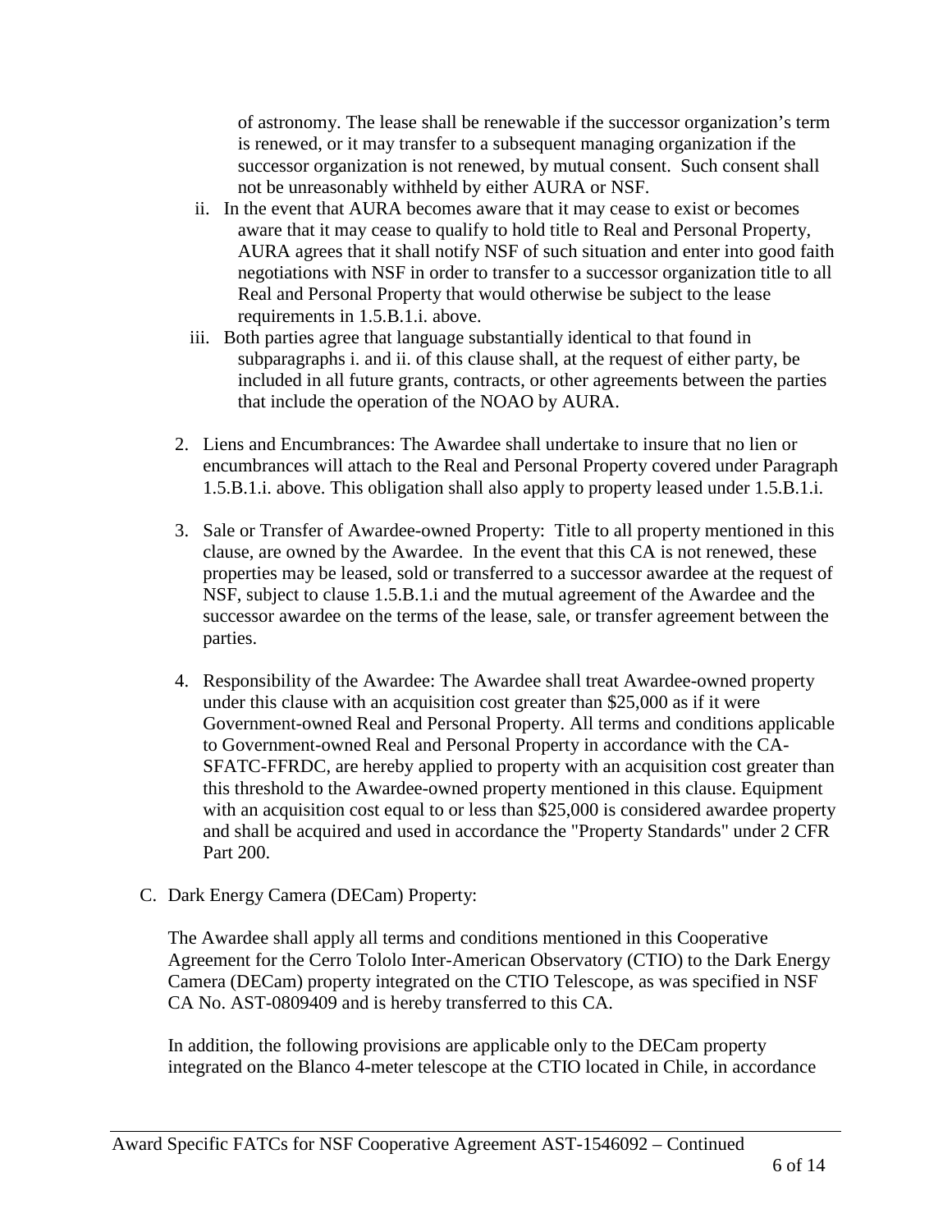of astronomy. The lease shall be renewable if the successor organization's term is renewed, or it may transfer to a subsequent managing organization if the successor organization is not renewed, by mutual consent. Such consent shall not be unreasonably withheld by either AURA or NSF.

ii. In the event that AURA becomes aware that it may cease to exist or becomes aware that it may cease to qualify to hold title to Real and Personal Property, AURA agrees that it shall notify NSF of such situation and enter into good faith negotiations with NSF in order to transfer to a successor organization title to all Real and Personal Property that would otherwise be subject to the lease requirements in 1.5.B.1.i. above.

iii. Both parties agree that language substantially identical to that found in subparagraphs i. and ii. of this clause shall, at the request of either party, be included in all future grants, contracts, or other agreements between the parties that include the operation of the NOAO by AURA.

2. Liens and Encumbrances: The Awardee shall undertake to insure that no lien or encumbrances will attach to the Real and Personal Property covered under Paragraph 1.5.B.1.i. above. This obligation shall also apply to property leased under 1.5.B.1.i.

3. Sale or Transfer of Awardee-owned Property: Title to all property mentioned in this clause, are owned by the Awardee. In the event that this CA is not renewed, these properties may be leased, sold or transferred to a successor awardee at the request of NSF, subject to clause 1.5.B.1.i and the mutual agreement of the Awardee and the successor awardee on the terms of the lease, sale, or transfer agreement between the parties.

4. Responsibility of the Awardee: The Awardee shall treat Awardee-owned property under this clause with an acquisition cost greater than $25,000 as if it were Government-owned Real and Personal Property. All terms and conditions applicable to Government-owned Real and Personal Property in accordance with the CA-SFATC-FFRDC, are hereby applied to property with an acquisition cost greater than this threshold to the Awardee-owned property mentioned in this clause. Equipment with an acquisition cost equal to or less than $25,000 is considered awardee property and shall be acquired and used in accordance the "Property Standards" under 2 CFR Part 200.

C. Dark Energy Camera (DECam) Property:

The Awardee shall apply all terms and conditions mentioned in this Cooperative Agreement for the Cerro Tololo Inter-American Observatory (CTIO) to the Dark Energy Camera (DECam) property integrated on the CTIO Telescope, as was specified in NSF CA No. AST-0809409 and is hereby transferred to this CA.

In addition, the following provisions are applicable only to the DECam property integrated on the Blanco 4-meter telescope at the CTIO located in Chile, in accordance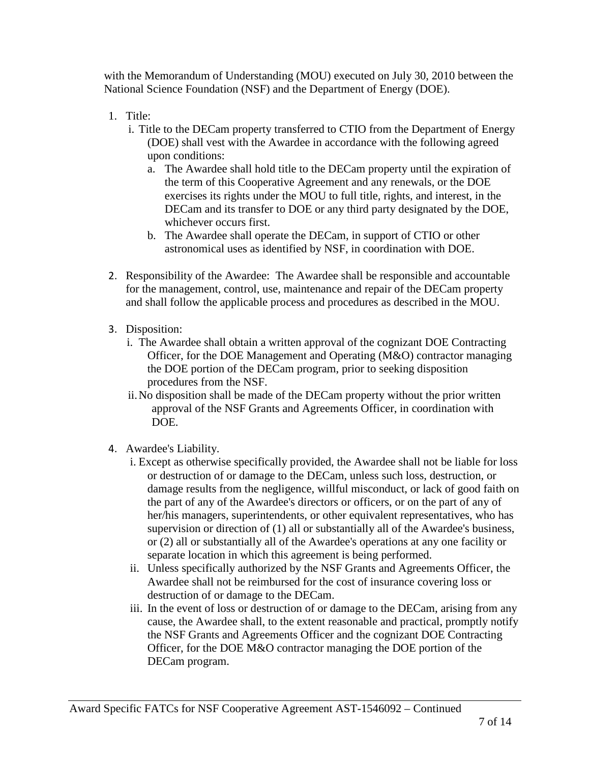with the Memorandum of Understanding (MOU) executed on July 30, 2010 between the National Science Foundation (NSF) and the Department of Energy (DOE).

1. Title:
   - i. Title to the DECam property transferred to CTIO from the Department of Energy (DOE) shall vest with the Awardee in accordance with the following agreed upon conditions:
     - a. The Awardee shall hold title to the DECam property until the expiration of the term of this Cooperative Agreement and any renewals, or the DOE exercises its rights under the MOU to full title, rights, and interest, in the DECam and its transfer to DOE or any third party designated by the DOE, whichever occurs first.
     - b. The Awardee shall operate the DECam, in support of CTIO or other astronomical uses as identified by NSF, in coordination with DOE.

2. Responsibility of the Awardee: The Awardee shall be responsible and accountable for the management, control, use, maintenance and repair of the DECam property and shall follow the applicable process and procedures as described in the MOU.

3. Disposition:
   - i. The Awardee shall obtain a written approval of the cognizant DOE Contracting Officer, for the DOE Management and Operating (M&O) contractor managing the DOE portion of the DECam program, prior to seeking disposition procedures from the NSF.
   - ii. No disposition shall be made of the DECam property without the prior written approval of the NSF Grants and Agreements Officer, in coordination with DOE.

4. Awardee's Liability.
   - i. Except as otherwise specifically provided, the Awardee shall not be liable for loss or destruction of or damage to the DECam, unless such loss, destruction, or damage results from the negligence, willful misconduct, or lack of good faith on the part of any of the Awardee's directors or officers, or on the part of any of her/his managers, superintendents, or other equivalent representatives, who has supervision or direction of (1) all or substantially all of the Awardee's business, or (2) all or substantially all of the Awardee's operations at any one facility or separate location in which this agreement is being performed.
   - ii. Unless specifically authorized by the NSF Grants and Agreements Officer, the Awardee shall not be reimbursed for the cost of insurance covering loss or destruction of or damage to the DECam.
   - iii. In the event of loss or destruction of or damage to the DECam, arising from any cause, the Awardee shall, to the extent reasonable and practical, promptly notify the NSF Grants and Agreements Officer and the cognizant DOE Contracting Officer, for the DOE M&O contractor managing the DOE portion of the DECam program.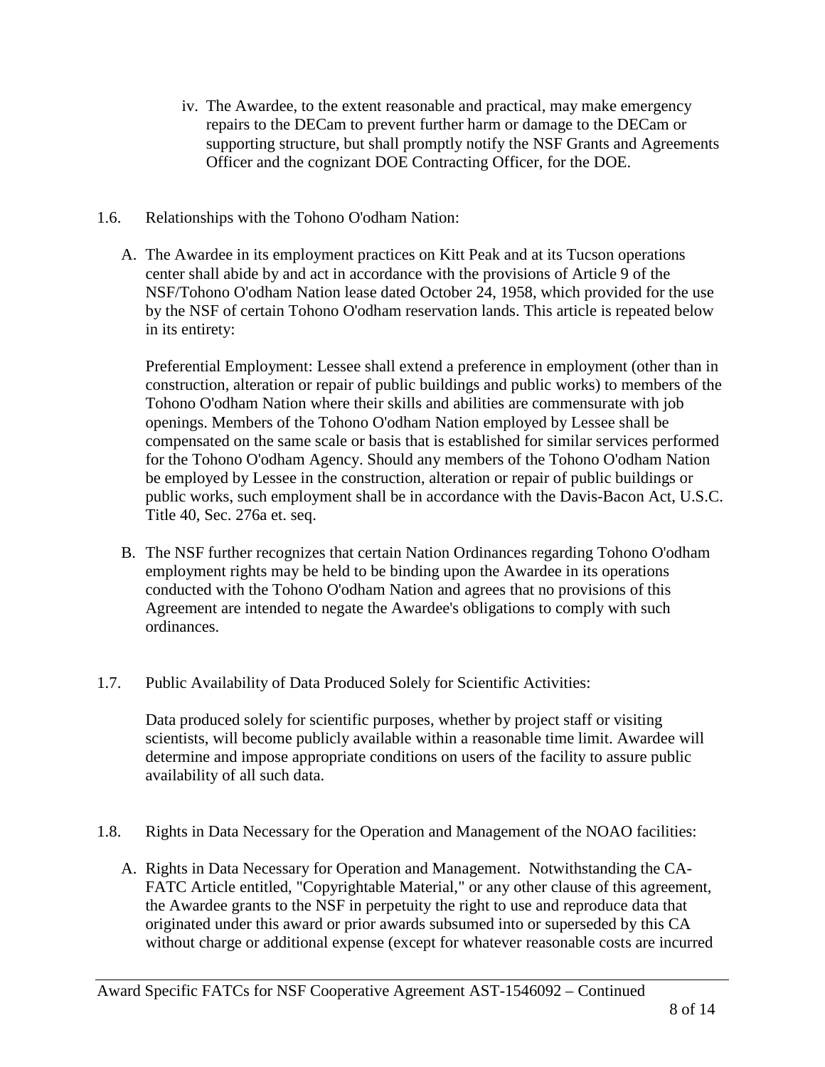iv. The Awardee, to the extent reasonable and practical, may make emergency repairs to the DECam to prevent further harm or damage to the DECam or supporting structure, but shall promptly notify the NSF Grants and Agreements Officer and the cognizant DOE Contracting Officer, for the DOE.

1.6. Relationships with the Tohono O'odham Nation:

A. The Awardee in its employment practices on Kitt Peak and at its Tucson operations center shall abide by and act in accordance with the provisions of Article 9 of the NSF/Tohono O'odham Nation lease dated October 24, 1958, which provided for the use by the NSF of certain Tohono O'odham reservation lands. This article is repeated below in its entirety:

Preferential Employment: Lessee shall extend a preference in employment (other than in construction, alteration or repair of public buildings and public works) to members of the Tohono O'odham Nation where their skills and abilities are commensurate with job openings. Members of the Tohono O'odham Nation employed by Lessee shall be compensated on the same scale or basis that is established for similar services performed for the Tohono O'odham Agency. Should any members of the Tohono O'odham Nation be employed by Lessee in the construction, alteration or repair of public buildings or public works, such employment shall be in accordance with the Davis-Bacon Act, U.S.C. Title 40, Sec. 276a et. seq.

B. The NSF further recognizes that certain Nation Ordinances regarding Tohono O'odham employment rights may be held to be binding upon the Awardee in its operations conducted with the Tohono O'odham Nation and agrees that no provisions of this Agreement are intended to negate the Awardee's obligations to comply with such ordinances.

1.7. Public Availability of Data Produced Solely for Scientific Activities:

Data produced solely for scientific purposes, whether by project staff or visiting scientists, will become publicly available within a reasonable time limit. Awardee will determine and impose appropriate conditions on users of the facility to assure public availability of all such data.

1.8. Rights in Data Necessary for the Operation and Management of the NOAO facilities:

A. Rights in Data Necessary for Operation and Management. Notwithstanding the CA-FATC Article entitled, "Copyrightable Material," or any other clause of this agreement, the Awardee grants to the NSF in perpetuity the right to use and reproduce data that originated under this award or prior awards subsumed into or superseded by this CA without charge or additional expense (except for whatever reasonable costs are incurred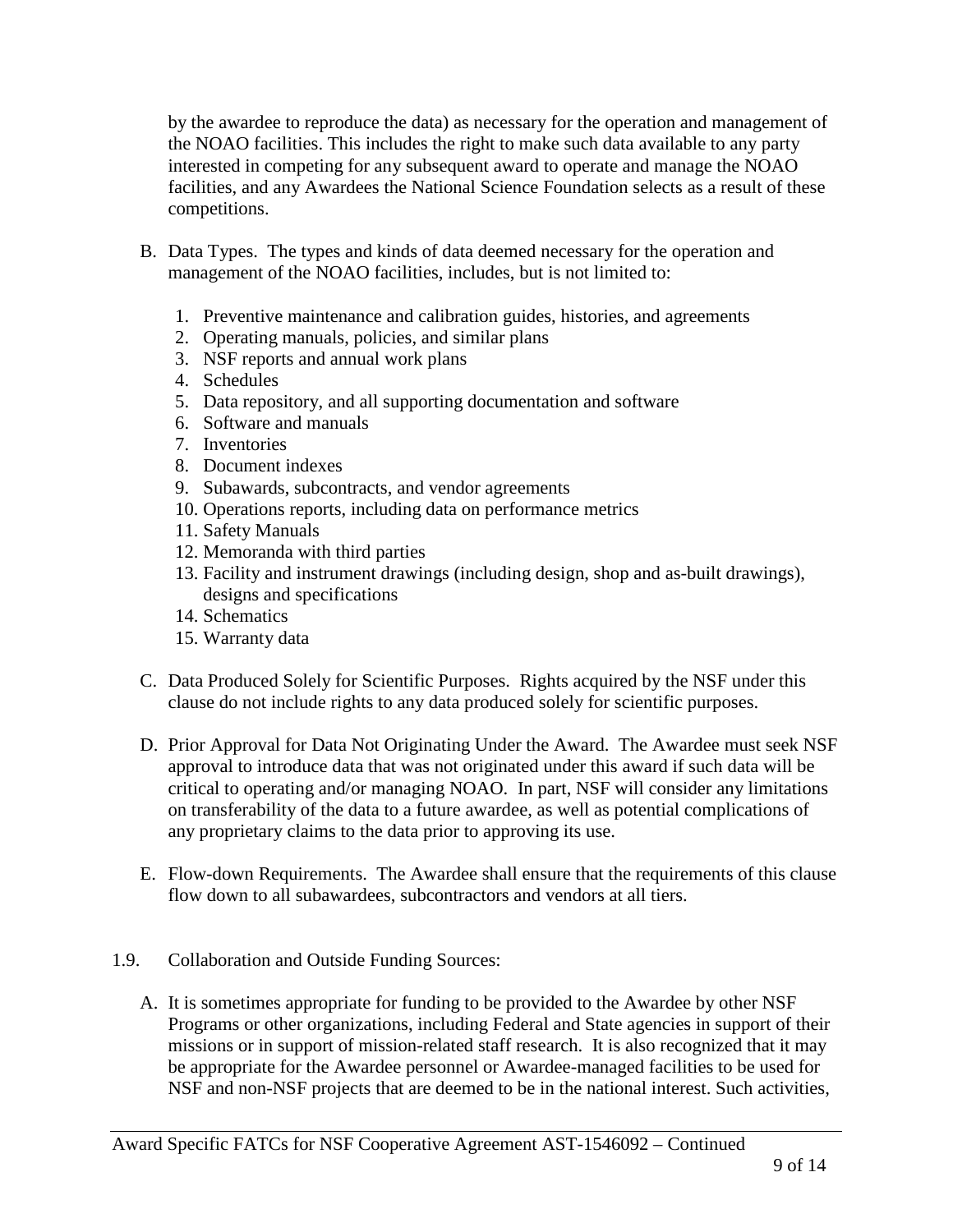by the awardee to reproduce the data) as necessary for the operation and management of the NOAO facilities. This includes the right to make such data available to any party interested in competing for any subsequent award to operate and manage the NOAO facilities, and any Awardees the National Science Foundation selects as a result of these competitions.

B. Data Types. The types and kinds of data deemed necessary for the operation and management of the NOAO facilities, includes, but is not limited to:

   1. Preventive maintenance and calibration guides, histories, and agreements
   2. Operating manuals, policies, and similar plans
   3. NSF reports and annual work plans
   4. Schedules
   5. Data repository, and all supporting documentation and software
   6. Software and manuals
   7. Inventories
   8. Document indexes
   9. Subawards, subcontracts, and vendor agreements
   10. Operations reports, including data on performance metrics
   11. Safety Manuals
   12. Memoranda with third parties
   13. Facility and instrument drawings (including design, shop and as-built drawings), designs and specifications
   14. Schematics
   15. Warranty data

C. Data Produced Solely for Scientific Purposes. Rights acquired by the NSF under this clause do not include rights to any data produced solely for scientific purposes.

D. Prior Approval for Data Not Originating Under the Award. The Awardee must seek NSF approval to introduce data that was not originated under this award if such data will be critical to operating and/or managing NOAO. In part, NSF will consider any limitations on transferability of the data to a future awardee, as well as potential complications of any proprietary claims to the data prior to approving its use.

E. Flow-down Requirements. The Awardee shall ensure that the requirements of this clause flow down to all subawardees, subcontractors and vendors at all tiers.

1.9. Collaboration and Outside Funding Sources:

A. It is sometimes appropriate for funding to be provided to the Awardee by other NSF Programs or other organizations, including Federal and State agencies in support of their missions or in support of mission-related staff research. It is also recognized that it may be appropriate for the Awardee personnel or Awardee-managed facilities to be used for NSF and non-NSF projects that are deemed to be in the national interest. Such activities,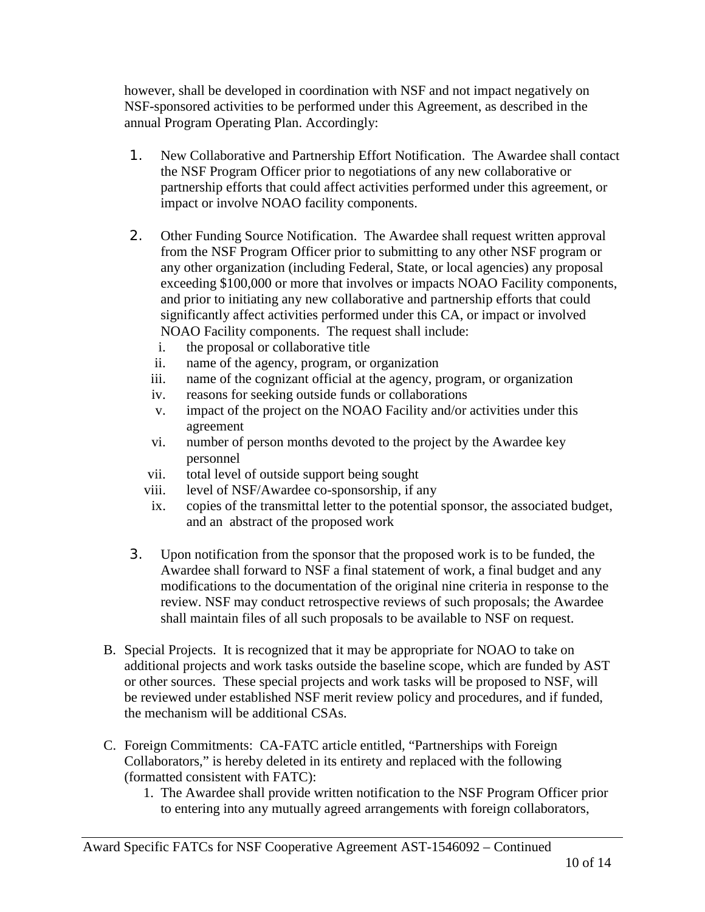however, shall be developed in coordination with NSF and not impact negatively on NSF-sponsored activities to be performed under this Agreement, as described in the annual Program Operating Plan. Accordingly:

1. New Collaborative and Partnership Effort Notification. The Awardee shall contact the NSF Program Officer prior to negotiations of any new collaborative or partnership efforts that could affect activities performed under this agreement, or impact or involve NOAO facility components.

2. Other Funding Source Notification. The Awardee shall request written approval from the NSF Program Officer prior to submitting to any other NSF program or any other organization (including Federal, State, or local agencies) any proposal exceeding $100,000 or more that involves or impacts NOAO Facility components, and prior to initiating any new collaborative and partnership efforts that could significantly affect activities performed under this CA, or impact or involved NOAO Facility components. The request shall include:
   i. the proposal or collaborative title
   ii. name of the agency, program, or organization
   iii. name of the cognizant official at the agency, program, or organization
   iv. reasons for seeking outside funds or collaborations
   v. impact of the project on the NOAO Facility and/or activities under this agreement
   vi. number of person months devoted to the project by the Awardee key personnel
   vii. total level of outside support being sought
   viii. level of NSF/Awardee co-sponsorship, if any
   ix. copies of the transmittal letter to the potential sponsor, the associated budget, and an abstract of the proposed work

3. Upon notification from the sponsor that the proposed work is to be funded, the Awardee shall forward to NSF a final statement of work, a final budget and any modifications to the documentation of the original nine criteria in response to the review. NSF may conduct retrospective reviews of such proposals; the Awardee shall maintain files of all such proposals to be available to NSF on request.

B. Special Projects. It is recognized that it may be appropriate for NOAO to take on additional projects and work tasks outside the baseline scope, which are funded by AST or other sources. These special projects and work tasks will be proposed to NSF, will be reviewed under established NSF merit review policy and procedures, and if funded, the mechanism will be additional CSAs.

C. Foreign Commitments: CA-FATC article entitled, "Partnerships with Foreign Collaborators," is hereby deleted in its entirety and replaced with the following (formatted consistent with FATC):
   1. The Awardee shall provide written notification to the NSF Program Officer prior to entering into any mutually agreed arrangements with foreign collaborators,

Award Specific FATCs for NSF Cooperative Agreement AST-1546092 – Continued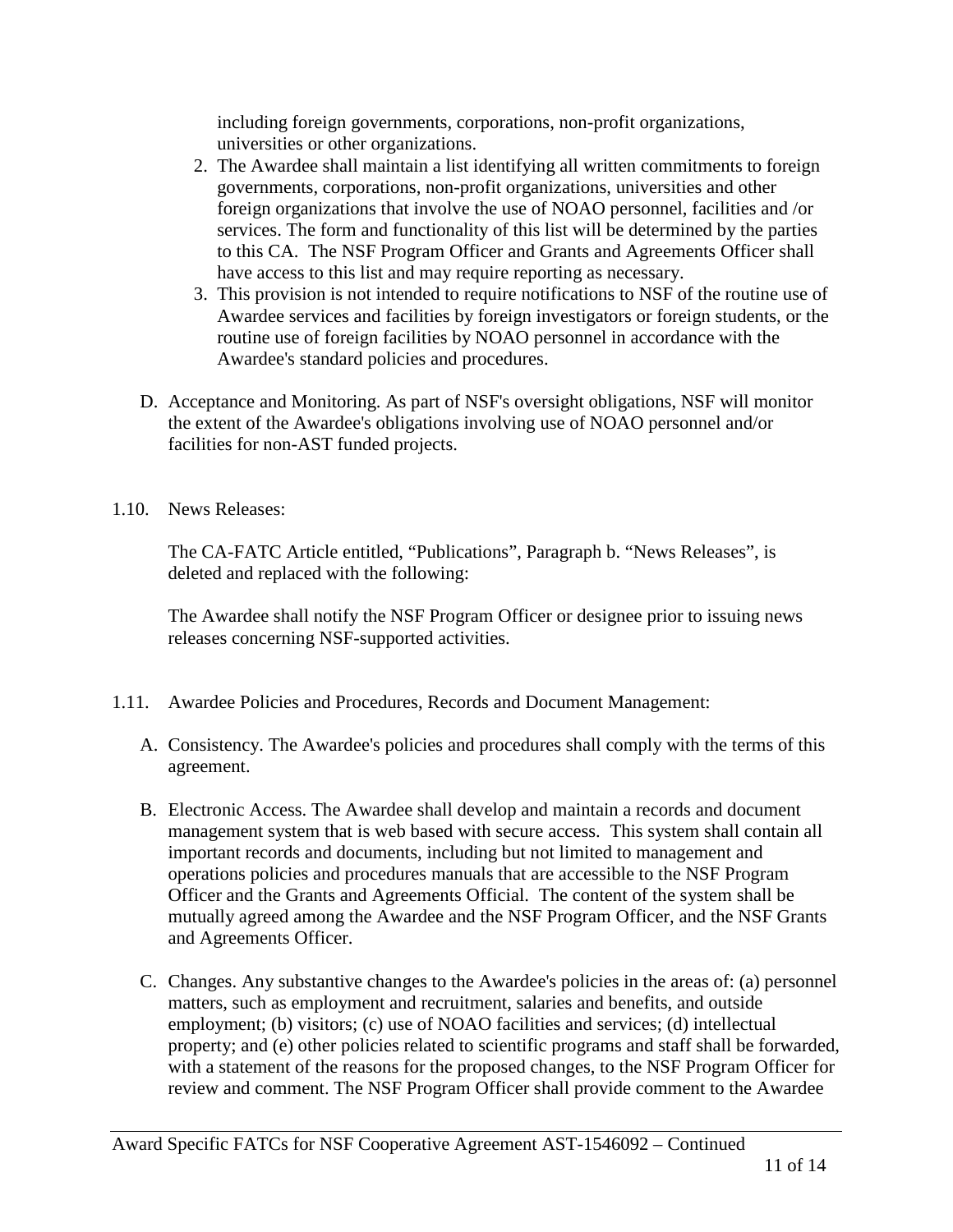including foreign governments, corporations, non-profit organizations, universities or other organizations.

2. The Awardee shall maintain a list identifying all written commitments to foreign governments, corporations, non-profit organizations, universities and other foreign organizations that involve the use of NOAO personnel, facilities and /or services. The form and functionality of this list will be determined by the parties to this CA. The NSF Program Officer and Grants and Agreements Officer shall have access to this list and may require reporting as necessary.
3. This provision is not intended to require notifications to NSF of the routine use of Awardee services and facilities by foreign investigators or foreign students, or the routine use of foreign facilities by NOAO personnel in accordance with the Awardee's standard policies and procedures.

D. Acceptance and Monitoring. As part of NSF's oversight obligations, NSF will monitor the extent of the Awardee's obligations involving use of NOAO personnel and/or facilities for non-AST funded projects.

1.10. News Releases:

The CA-FATC Article entitled, "Publications", Paragraph b. "News Releases", is deleted and replaced with the following:

The Awardee shall notify the NSF Program Officer or designee prior to issuing news releases concerning NSF-supported activities.

1.11. Awardee Policies and Procedures, Records and Document Management:

A. Consistency. The Awardee's policies and procedures shall comply with the terms of this agreement.

B. Electronic Access. The Awardee shall develop and maintain a records and document management system that is web based with secure access. This system shall contain all important records and documents, including but not limited to management and operations policies and procedures manuals that are accessible to the NSF Program Officer and the Grants and Agreements Official. The content of the system shall be mutually agreed among the Awardee and the NSF Program Officer, and the NSF Grants and Agreements Officer.

C. Changes. Any substantive changes to the Awardee's policies in the areas of: (a) personnel matters, such as employment and recruitment, salaries and benefits, and outside employment; (b) visitors; (c) use of NOAO facilities and services; (d) intellectual property; and (e) other policies related to scientific programs and staff shall be forwarded, with a statement of the reasons for the proposed changes, to the NSF Program Officer for review and comment. The NSF Program Officer shall provide comment to the Awardee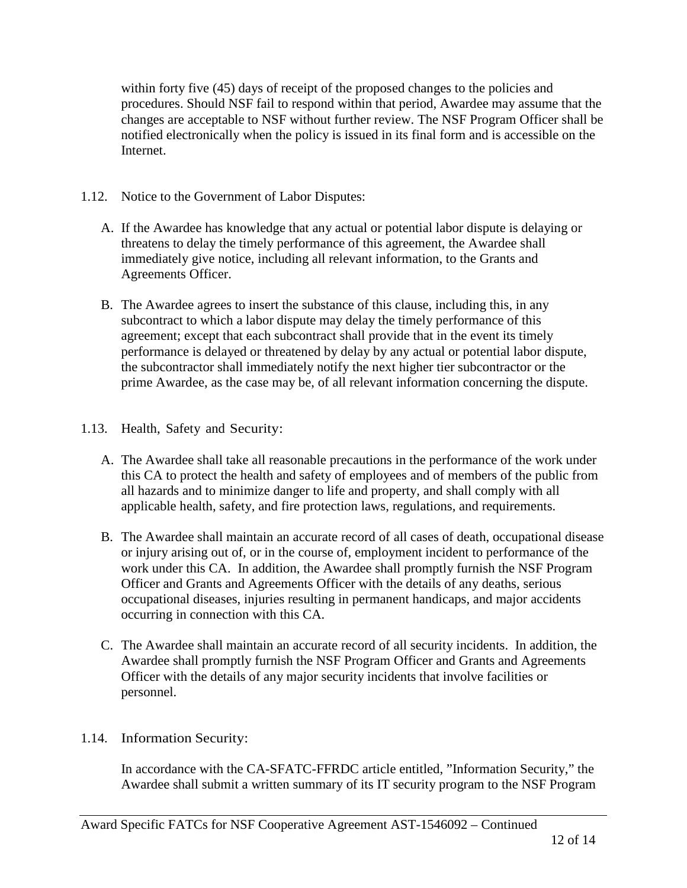within forty five (45) days of receipt of the proposed changes to the policies and procedures. Should NSF fail to respond within that period, Awardee may assume that the changes are acceptable to NSF without further review. The NSF Program Officer shall be notified electronically when the policy is issued in its final form and is accessible on the Internet.

1.12. Notice to the Government of Labor Disputes:

A. If the Awardee has knowledge that any actual or potential labor dispute is delaying or threatens to delay the timely performance of this agreement, the Awardee shall immediately give notice, including all relevant information, to the Grants and Agreements Officer.

B. The Awardee agrees to insert the substance of this clause, including this, in any subcontract to which a labor dispute may delay the timely performance of this agreement; except that each subcontract shall provide that in the event its timely performance is delayed or threatened by delay by any actual or potential labor dispute, the subcontractor shall immediately notify the next higher tier subcontractor or the prime Awardee, as the case may be, of all relevant information concerning the dispute.

1.13. Health, Safety and Security:

A. The Awardee shall take all reasonable precautions in the performance of the work under this CA to protect the health and safety of employees and of members of the public from all hazards and to minimize danger to life and property, and shall comply with all applicable health, safety, and fire protection laws, regulations, and requirements.

B. The Awardee shall maintain an accurate record of all cases of death, occupational disease or injury arising out of, or in the course of, employment incident to performance of the work under this CA. In addition, the Awardee shall promptly furnish the NSF Program Officer and Grants and Agreements Officer with the details of any deaths, serious occupational diseases, injuries resulting in permanent handicaps, and major accidents occurring in connection with this CA.

C. The Awardee shall maintain an accurate record of all security incidents. In addition, the Awardee shall promptly furnish the NSF Program Officer and Grants and Agreements Officer with the details of any major security incidents that involve facilities or personnel.

1.14. Information Security:

In accordance with the CA-SFATC-FFRDC article entitled, "Information Security," the Awardee shall submit a written summary of its IT security program to the NSF Program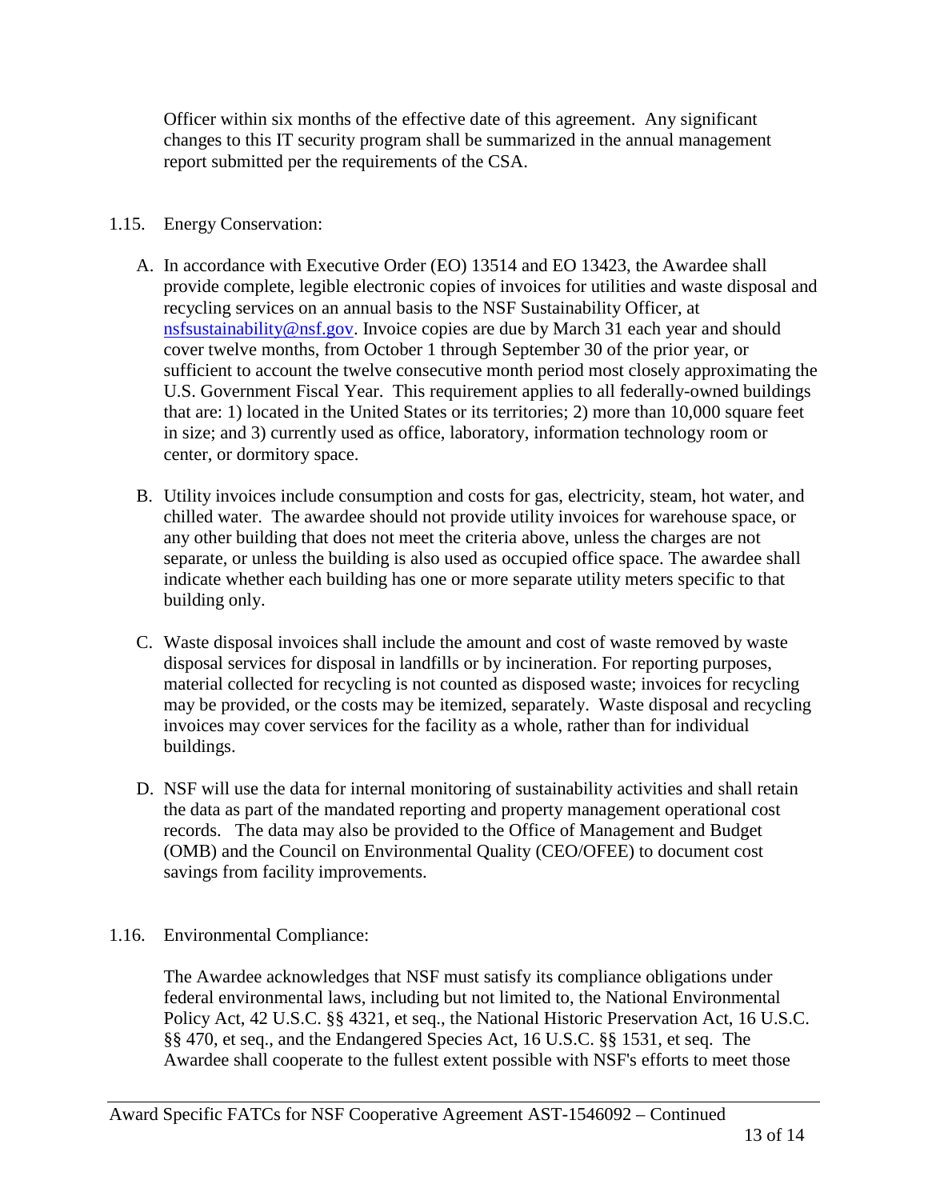Officer within six months of the effective date of this agreement. Any significant changes to this IT security program shall be summarized in the annual management report submitted per the requirements of the CSA.

1.15. Energy Conservation:

A. In accordance with Executive Order (EO) 13514 and EO 13423, the Awardee shall provide complete, legible electronic copies of invoices for utilities and waste disposal and recycling services on an annual basis to the NSF Sustainability Officer, at nsfsustainability@nsf.gov. Invoice copies are due by March 31 each year and should cover twelve months, from October 1 through September 30 of the prior year, or sufficient to account the twelve consecutive month period most closely approximating the U.S. Government Fiscal Year. This requirement applies to all federally-owned buildings that are: 1) located in the United States or its territories; 2) more than 10,000 square feet in size; and 3) currently used as office, laboratory, information technology room or center, or dormitory space.

B. Utility invoices include consumption and costs for gas, electricity, steam, hot water, and chilled water. The awardee should not provide utility invoices for warehouse space, or any other building that does not meet the criteria above, unless the charges are not separate, or unless the building is also used as occupied office space. The awardee shall indicate whether each building has one or more separate utility meters specific to that building only.

C. Waste disposal invoices shall include the amount and cost of waste removed by waste disposal services for disposal in landfills or by incineration. For reporting purposes, material collected for recycling is not counted as disposed waste; invoices for recycling may be provided, or the costs may be itemized, separately. Waste disposal and recycling invoices may cover services for the facility as a whole, rather than for individual buildings.

D. NSF will use the data for internal monitoring of sustainability activities and shall retain the data as part of the mandated reporting and property management operational cost records. The data may also be provided to the Office of Management and Budget (OMB) and the Council on Environmental Quality (CEO/OFEE) to document cost savings from facility improvements.

1.16. Environmental Compliance:

The Awardee acknowledges that NSF must satisfy its compliance obligations under federal environmental laws, including but not limited to, the National Environmental Policy Act, 42 U.S.C. §§ 4321, et seq., the National Historic Preservation Act, 16 U.S.C. §§ 470, et seq., and the Endangered Species Act, 16 U.S.C. §§ 1531, et seq. The Awardee shall cooperate to the fullest extent possible with NSF's efforts to meet those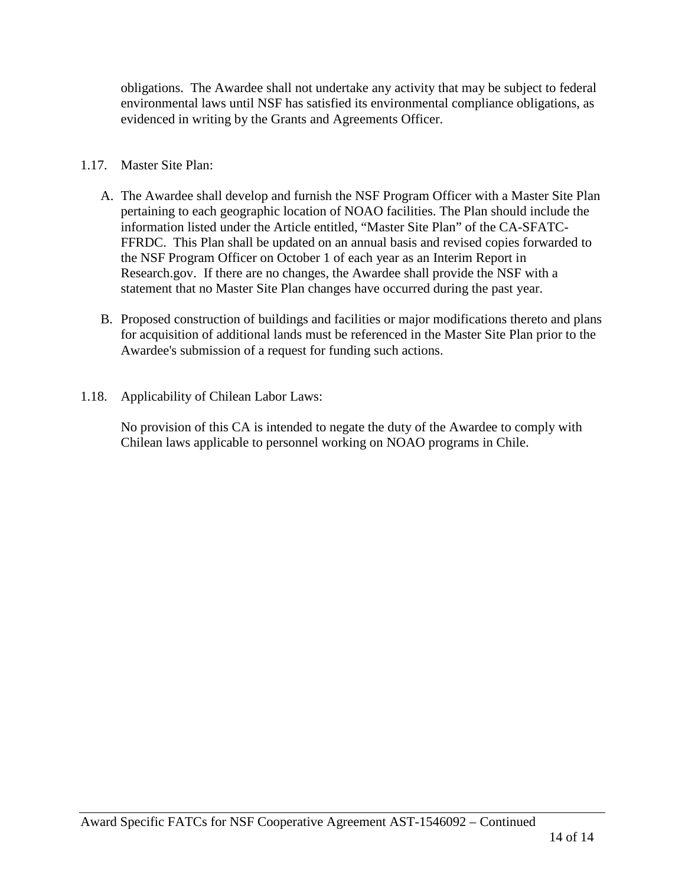obligations. The Awardee shall not undertake any activity that may be subject to federal environmental laws until NSF has satisfied its environmental compliance obligations, as evidenced in writing by the Grants and Agreements Officer.

1.17. Master Site Plan:

A. The Awardee shall develop and furnish the NSF Program Officer with a Master Site Plan pertaining to each geographic location of NOAO facilities. The Plan should include the information listed under the Article entitled, "Master Site Plan" of the CA-SFATC-FFRDC. This Plan shall be updated on an annual basis and revised copies forwarded to the NSF Program Officer on October 1 of each year as an Interim Report in Research.gov. If there are no changes, the Awardee shall provide the NSF with a statement that no Master Site Plan changes have occurred during the past year.

B. Proposed construction of buildings and facilities or major modifications thereto and plans for acquisition of additional lands must be referenced in the Master Site Plan prior to the Awardee's submission of a request for funding such actions.

1.18. Applicability of Chilean Labor Laws:

No provision of this CA is intended to negate the duty of the Awardee to comply with Chilean laws applicable to personnel working on NOAO programs in Chile.